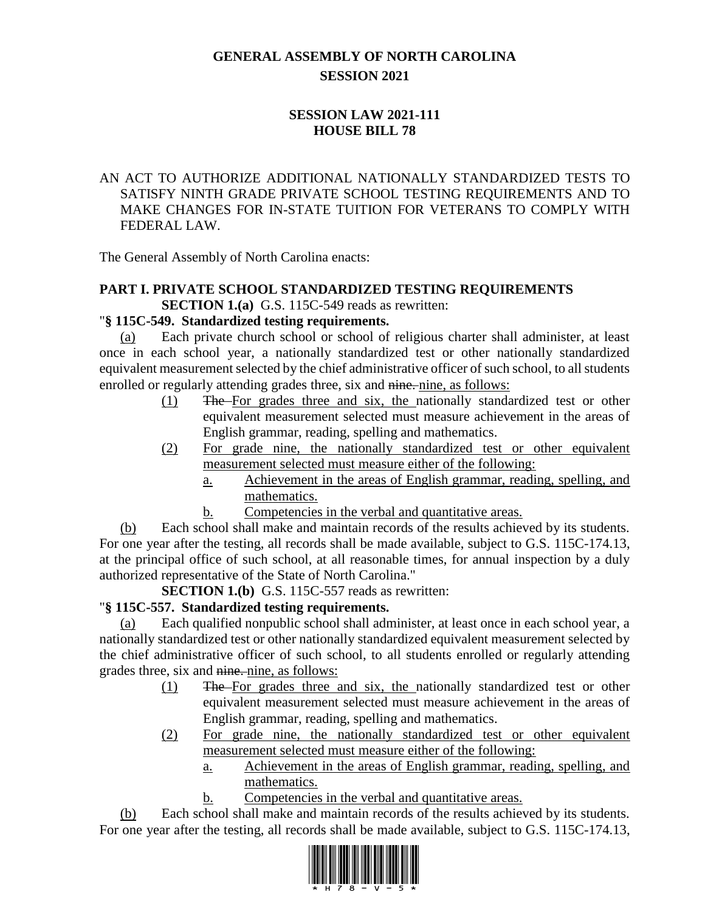# GENERAL ASSEMBLY OF NORTH CAROLINA
## SESSION 2021

## SESSION LAW 2021-111
## HOUSE BILL 78

AN ACT TO AUTHORIZE ADDITIONAL NATIONALLY STANDARDIZED TESTS TO SATISFY NINTH GRADE PRIVATE SCHOOL TESTING REQUIREMENTS AND TO MAKE CHANGES FOR IN-STATE TUITION FOR VETERANS TO COMPLY WITH FEDERAL LAW.

The General Assembly of North Carolina enacts:

**PART I. PRIVATE SCHOOL STANDARDIZED TESTING REQUIREMENTS**

**SECTION 1.(a)** G.S. 115C-549 reads as rewritten:

"**§ 115C-549. Standardized testing requirements.**

(a) Each private church school or school of religious charter shall administer, at least once in each school year, a nationally standardized test or other nationally standardized equivalent measurement selected by the chief administrative officer of such school, to all students enrolled or regularly attending grades three, six and ~~nine.~~ nine, as follows:

(1) ~~The~~ For grades three and six, the nationally standardized test or other equivalent measurement selected must measure achievement in the areas of English grammar, reading, spelling and mathematics.

(2) For grade nine, the nationally standardized test or other equivalent measurement selected must measure either of the following:

a. Achievement in the areas of English grammar, reading, spelling, and mathematics.

b. Competencies in the verbal and quantitative areas.

(b) Each school shall make and maintain records of the results achieved by its students. For one year after the testing, all records shall be made available, subject to G.S. 115C-174.13, at the principal office of such school, at all reasonable times, for annual inspection by a duly authorized representative of the State of North Carolina."

**SECTION 1.(b)** G.S. 115C-557 reads as rewritten:

"**§ 115C-557. Standardized testing requirements.**

(a) Each qualified nonpublic school shall administer, at least once in each school year, a nationally standardized test or other nationally standardized equivalent measurement selected by the chief administrative officer of such school, to all students enrolled or regularly attending grades three, six and ~~nine.~~ nine, as follows:

(1) ~~The~~ For grades three and six, the nationally standardized test or other equivalent measurement selected must measure achievement in the areas of English grammar, reading, spelling and mathematics.

(2) For grade nine, the nationally standardized test or other equivalent measurement selected must measure either of the following:

a. Achievement in the areas of English grammar, reading, spelling, and mathematics.

b. Competencies in the verbal and quantitative areas.

(b) Each school shall make and maintain records of the results achieved by its students. For one year after the testing, all records shall be made available, subject to G.S. 115C-174.13,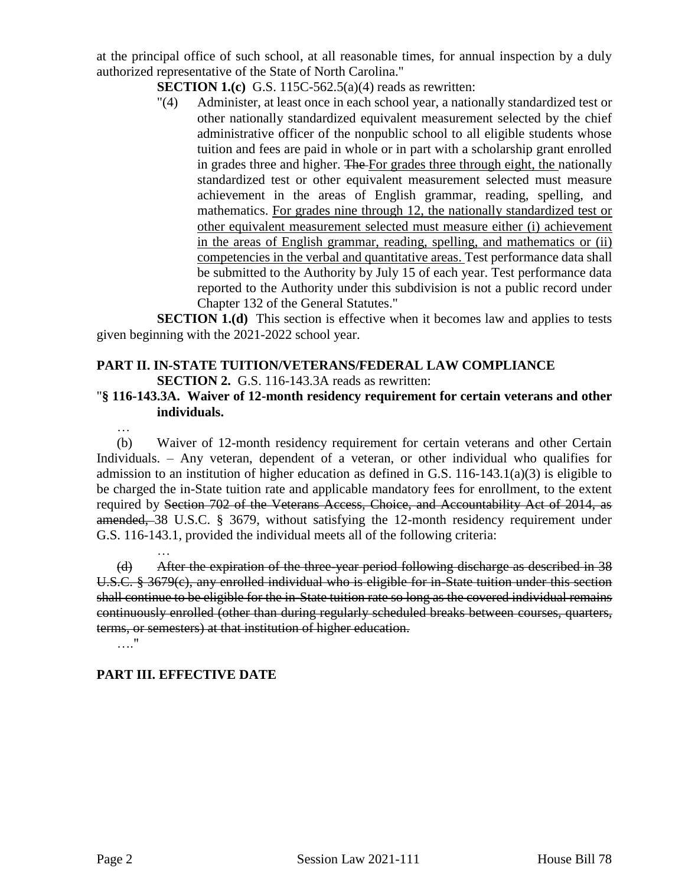at the principal office of such school, at all reasonable times, for annual inspection by a duly authorized representative of the State of North Carolina."

**SECTION 1.(c)** G.S. 115C-562.5(a)(4) reads as rewritten:

"(4) Administer, at least once in each school year, a nationally standardized test or other nationally standardized equivalent measurement selected by the chief administrative officer of the nonpublic school to all eligible students whose tuition and fees are paid in whole or in part with a scholarship grant enrolled in grades three and higher. ~~The~~ <u>For grades three through eight, the</u> nationally standardized test or other equivalent measurement selected must measure achievement in the areas of English grammar, reading, spelling, and mathematics. <u>For grades nine through 12, the nationally standardized test or other equivalent measurement selected must measure either (i) achievement in the areas of English grammar, reading, spelling, and mathematics or (ii) competencies in the verbal and quantitative areas.</u> Test performance data shall be submitted to the Authority by July 15 of each year. Test performance data reported to the Authority under this subdivision is not a public record under Chapter 132 of the General Statutes."

**SECTION 1.(d)** This section is effective when it becomes law and applies to tests given beginning with the 2021-2022 school year.

## PART II. IN-STATE TUITION/VETERANS/FEDERAL LAW COMPLIANCE

**SECTION 2.** G.S. 116-143.3A reads as rewritten:

"**§ 116-143.3A. Waiver of 12-month residency requirement for certain veterans and other individuals.**

…

(b) Waiver of 12-month residency requirement for certain veterans and other Certain Individuals. – Any veteran, dependent of a veteran, or other individual who qualifies for admission to an institution of higher education as defined in G.S. 116-143.1(a)(3) is eligible to be charged the in-State tuition rate and applicable mandatory fees for enrollment, to the extent required by ~~Section 702 of the Veterans Access, Choice, and Accountability Act of 2014, as amended,~~ 38 U.S.C. § 3679, without satisfying the 12-month residency requirement under G.S. 116-143.1, provided the individual meets all of the following criteria:

…

~~(d) After the expiration of the three-year period following discharge as described in 38 U.S.C. § 3679(c), any enrolled individual who is eligible for in-State tuition under this section shall continue to be eligible for the in-State tuition rate so long as the covered individual remains continuously enrolled (other than during regularly scheduled breaks between courses, quarters, terms, or semesters) at that institution of higher education.~~

…."

## PART III. EFFECTIVE DATE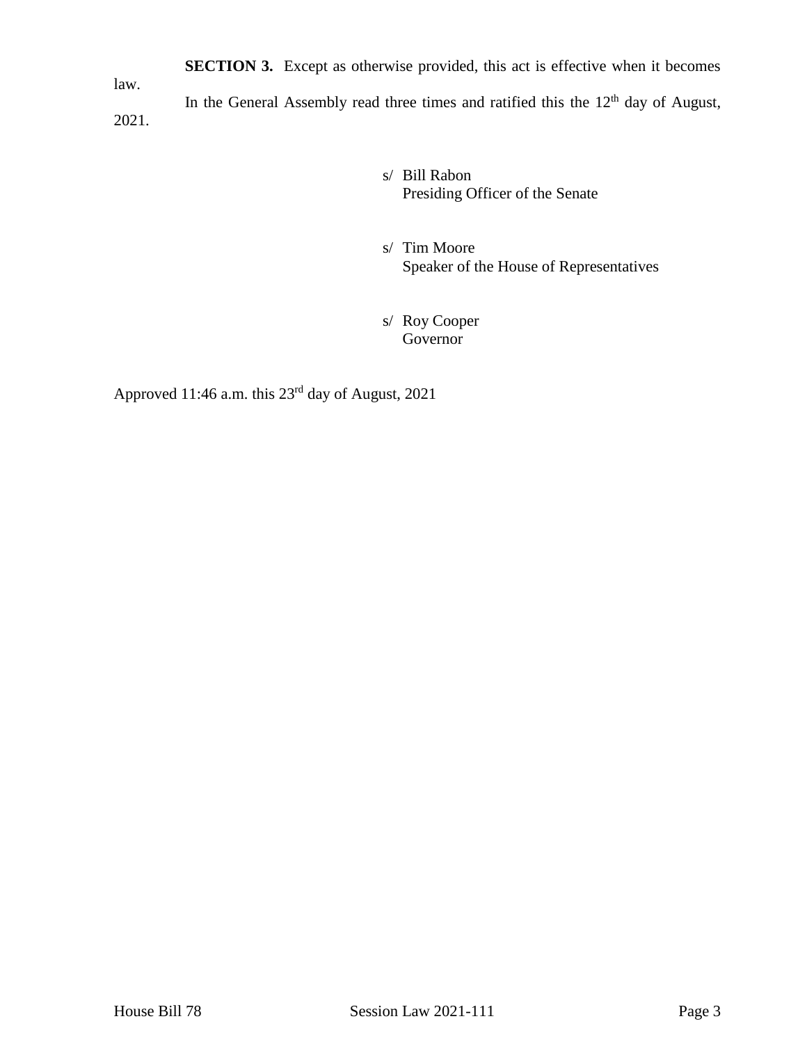**SECTION 3.** Except as otherwise provided, this act is effective when it becomes law.

In the General Assembly read three times and ratified this the 12th day of August, 2021.

s/ Bill Rabon
Presiding Officer of the Senate

s/ Tim Moore
Speaker of the House of Representatives

s/ Roy Cooper
Governor

Approved 11:46 a.m. this 23rd day of August, 2021